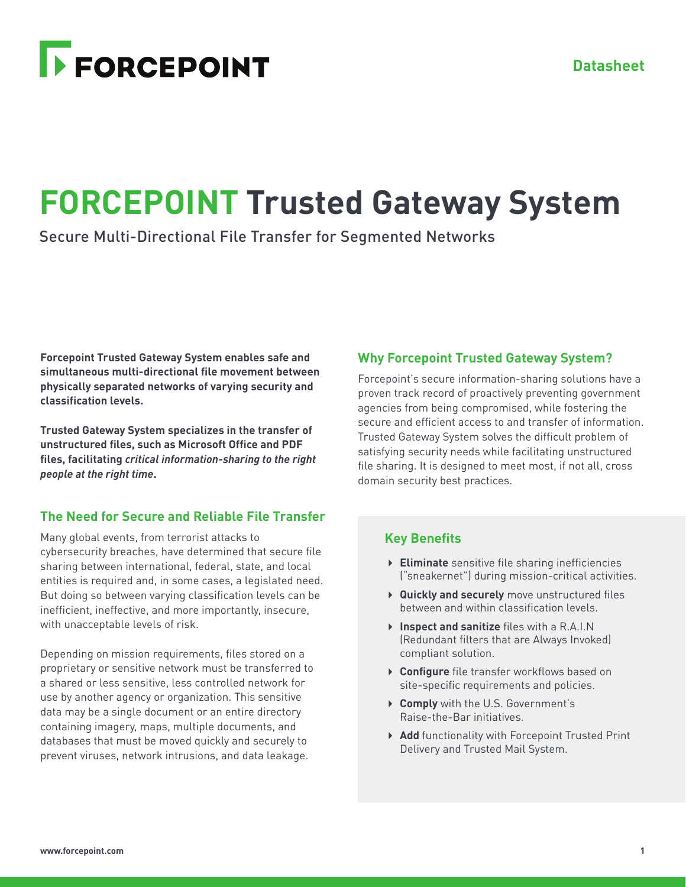# FORCEPOINT Trusted Gateway System

Secure Multi-Directional File Transfer for Segmented Networks

**Forcepoint Trusted Gateway System enables safe and simultaneous multi-directional file movement between physically separated networks of varying security and classification levels.**

**Trusted Gateway System specializes in the transfer of unstructured files, such as Microsoft Office and PDF files, facilitating *critical information-sharing to the right people at the right time*.**

## The Need for Secure and Reliable File Transfer

Many global events, from terrorist attacks to cybersecurity breaches, have determined that secure file sharing between international, federal, state, and local entities is required and, in some cases, a legislated need. But doing so between varying classification levels can be inefficient, ineffective, and more importantly, insecure, with unacceptable levels of risk.

Depending on mission requirements, files stored on a proprietary or sensitive network must be transferred to a shared or less sensitive, less controlled network for use by another agency or organization. This sensitive data may be a single document or an entire directory containing imagery, maps, multiple documents, and databases that must be moved quickly and securely to prevent viruses, network intrusions, and data leakage.

## Why Forcepoint Trusted Gateway System?

Forcepoint's secure information-sharing solutions have a proven track record of proactively preventing government agencies from being compromised, while fostering the secure and efficient access to and transfer of information. Trusted Gateway System solves the difficult problem of satisfying security needs while facilitating unstructured file sharing. It is designed to meet most, if not all, cross domain security best practices.

### Key Benefits

- **Eliminate** sensitive file sharing inefficiencies ("sneakernet") during mission-critical activities.
- **Quickly and securely** move unstructured files between and within classification levels.
- **Inspect and sanitize** files with a R.A.I.N (Redundant filters that are Always Invoked) compliant solution.
- **Configure** file transfer workflows based on site-specific requirements and policies.
- **Comply** with the U.S. Government's Raise-the-Bar initiatives.
- **Add** functionality with Forcepoint Trusted Print Delivery and Trusted Mail System.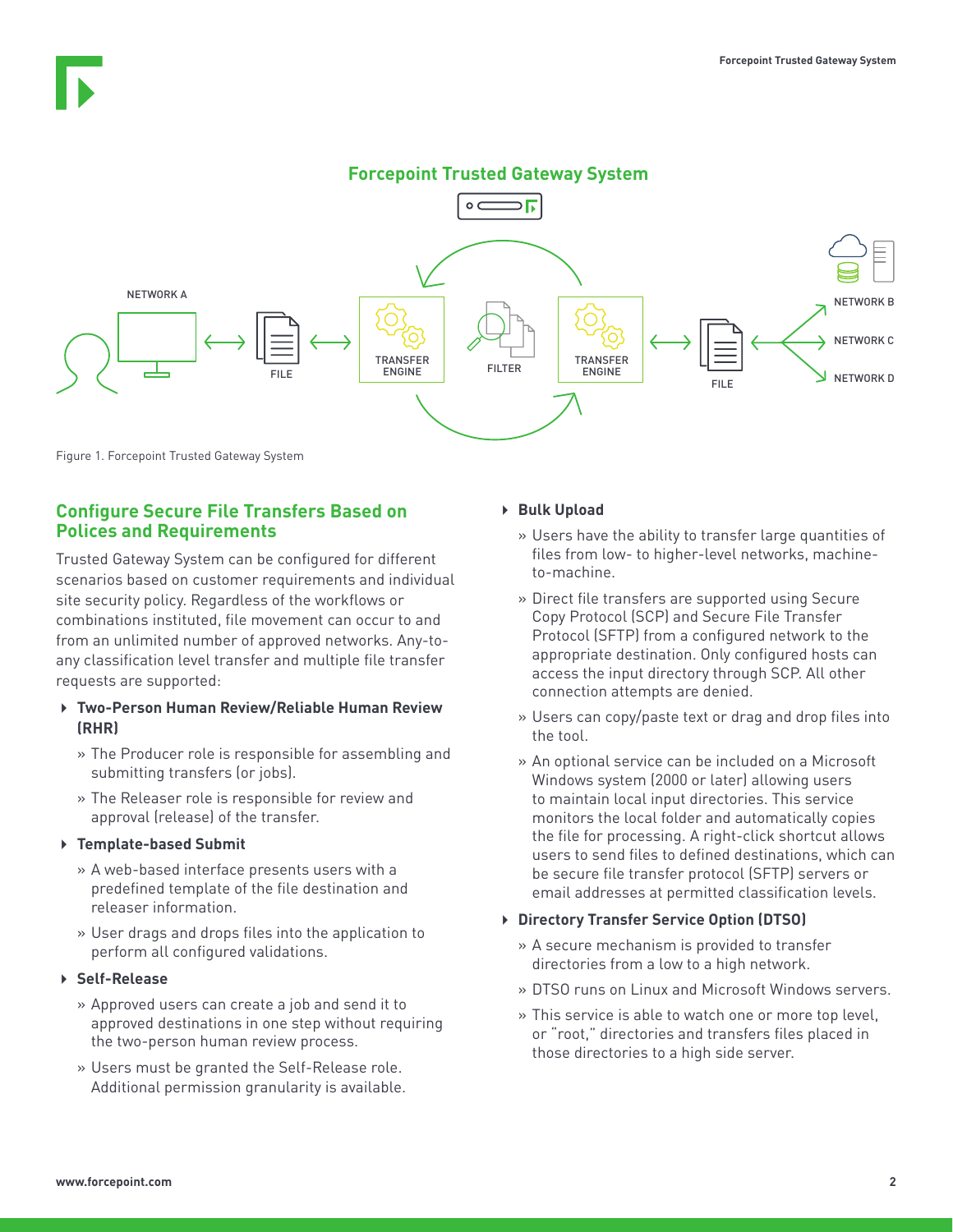## Forcepoint Trusted Gateway System

NETWORK A

FILE

TRANSFER ENGINE

FILTER

TRANSFER ENGINE

FILE

NETWORK B

NETWORK C

NETWORK D

Figure 1. Forcepoint Trusted Gateway System

## Configure Secure File Transfers Based on Polices and Requirements

Trusted Gateway System can be configured for different scenarios based on customer requirements and individual site security policy. Regardless of the workflows or combinations instituted, file movement can occur to and from an unlimited number of approved networks. Any-to-any classification level transfer and multiple file transfer requests are supported:

- **Two-Person Human Review/Reliable Human Review (RHR)**
  - » The Producer role is responsible for assembling and submitting transfers (or jobs).
  - » The Releaser role is responsible for review and approval (release) of the transfer.
- **Template-based Submit**
  - » A web-based interface presents users with a predefined template of the file destination and releaser information.
  - » User drags and drops files into the application to perform all configured validations.
- **Self-Release**
  - » Approved users can create a job and send it to approved destinations in one step without requiring the two-person human review process.
  - » Users must be granted the Self-Release role. Additional permission granularity is available.
- **Bulk Upload**
  - » Users have the ability to transfer large quantities of files from low- to higher-level networks, machine-to-machine.
  - » Direct file transfers are supported using Secure Copy Protocol (SCP) and Secure File Transfer Protocol (SFTP) from a configured network to the appropriate destination. Only configured hosts can access the input directory through SCP. All other connection attempts are denied.
  - » Users can copy/paste text or drag and drop files into the tool.
  - » An optional service can be included on a Microsoft Windows system (2000 or later) allowing users to maintain local input directories. This service monitors the local folder and automatically copies the file for processing. A right-click shortcut allows users to send files to defined destinations, which can be secure file transfer protocol (SFTP) servers or email addresses at permitted classification levels.
- **Directory Transfer Service Option (DTSO)**
  - » A secure mechanism is provided to transfer directories from a low to a high network.
  - » DTSO runs on Linux and Microsoft Windows servers.
  - » This service is able to watch one or more top level, or "root," directories and transfers files placed in those directories to a high side server.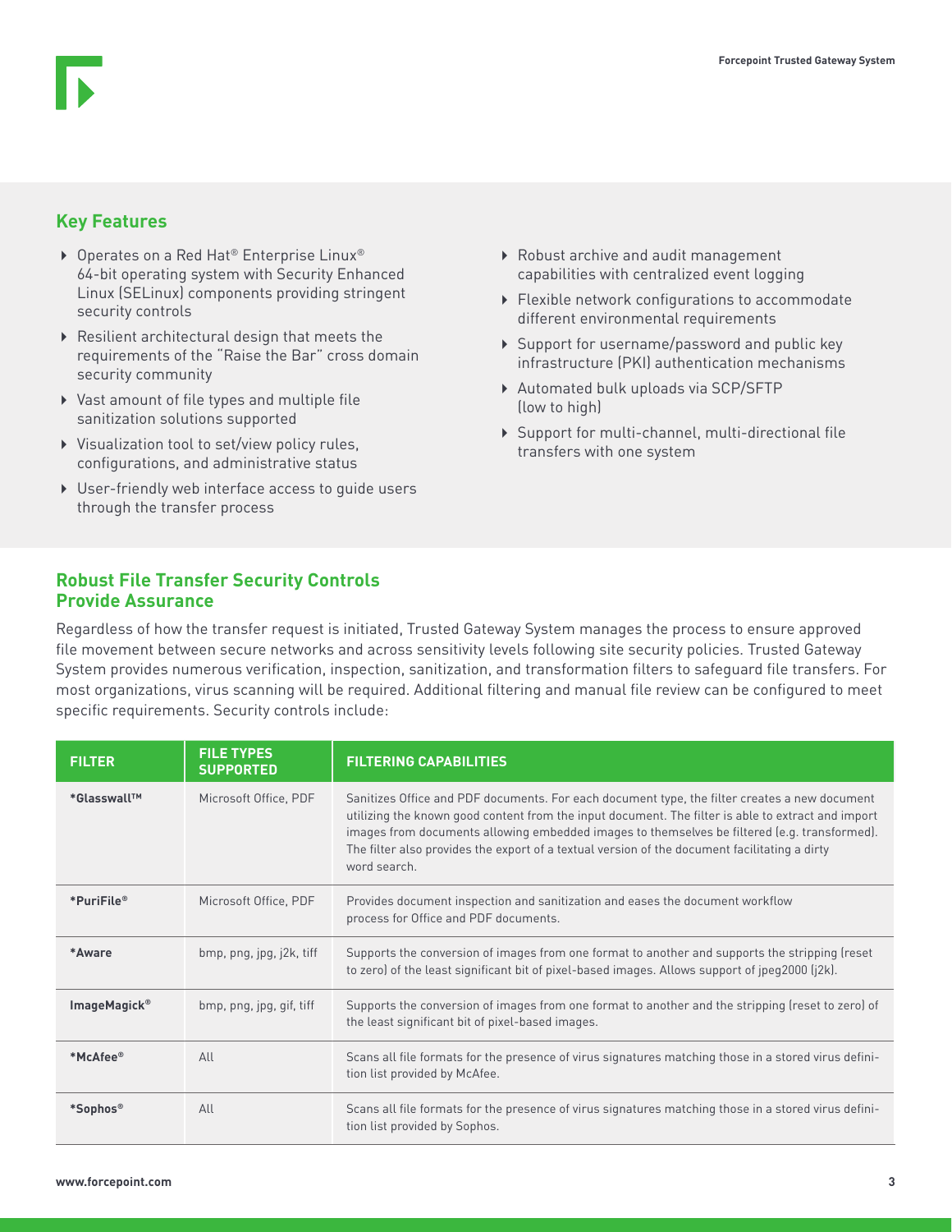## Key Features

- Operates on a Red Hat® Enterprise Linux® 64-bit operating system with Security Enhanced Linux (SELinux) components providing stringent security controls
- Resilient architectural design that meets the requirements of the "Raise the Bar" cross domain security community
- Vast amount of file types and multiple file sanitization solutions supported
- Visualization tool to set/view policy rules, configurations, and administrative status
- User-friendly web interface access to guide users through the transfer process
- Robust archive and audit management capabilities with centralized event logging
- Flexible network configurations to accommodate different environmental requirements
- Support for username/password and public key infrastructure (PKI) authentication mechanisms
- Automated bulk uploads via SCP/SFTP (low to high)
- Support for multi-channel, multi-directional file transfers with one system

## Robust File Transfer Security Controls Provide Assurance

Regardless of how the transfer request is initiated, Trusted Gateway System manages the process to ensure approved file movement between secure networks and across sensitivity levels following site security policies. Trusted Gateway System provides numerous verification, inspection, sanitization, and transformation filters to safeguard file transfers. For most organizations, virus scanning will be required. Additional filtering and manual file review can be configured to meet specific requirements. Security controls include:

| FILTER | FILE TYPES SUPPORTED | FILTERING CAPABILITIES |
|---|---|---|
| **\*Glasswall™** | Microsoft Office, PDF | Sanitizes Office and PDF documents. For each document type, the filter creates a new document utilizing the known good content from the input document. The filter is able to extract and import images from documents allowing embedded images to themselves be filtered (e.g. transformed). The filter also provides the export of a textual version of the document facilitating a dirty word search. |
| **\*PuriFile®** | Microsoft Office, PDF | Provides document inspection and sanitization and eases the document workflow process for Office and PDF documents. |
| **\*Aware** | bmp, png, jpg, j2k, tiff | Supports the conversion of images from one format to another and supports the stripping (reset to zero) of the least significant bit of pixel-based images. Allows support of jpeg2000 (j2k). |
| **ImageMagick®** | bmp, png, jpg, gif, tiff | Supports the conversion of images from one format to another and the stripping (reset to zero) of the least significant bit of pixel-based images. |
| **\*McAfee®** | All | Scans all file formats for the presence of virus signatures matching those in a stored virus definition list provided by McAfee. |
| **\*Sophos®** | All | Scans all file formats for the presence of virus signatures matching those in a stored virus definition list provided by Sophos. |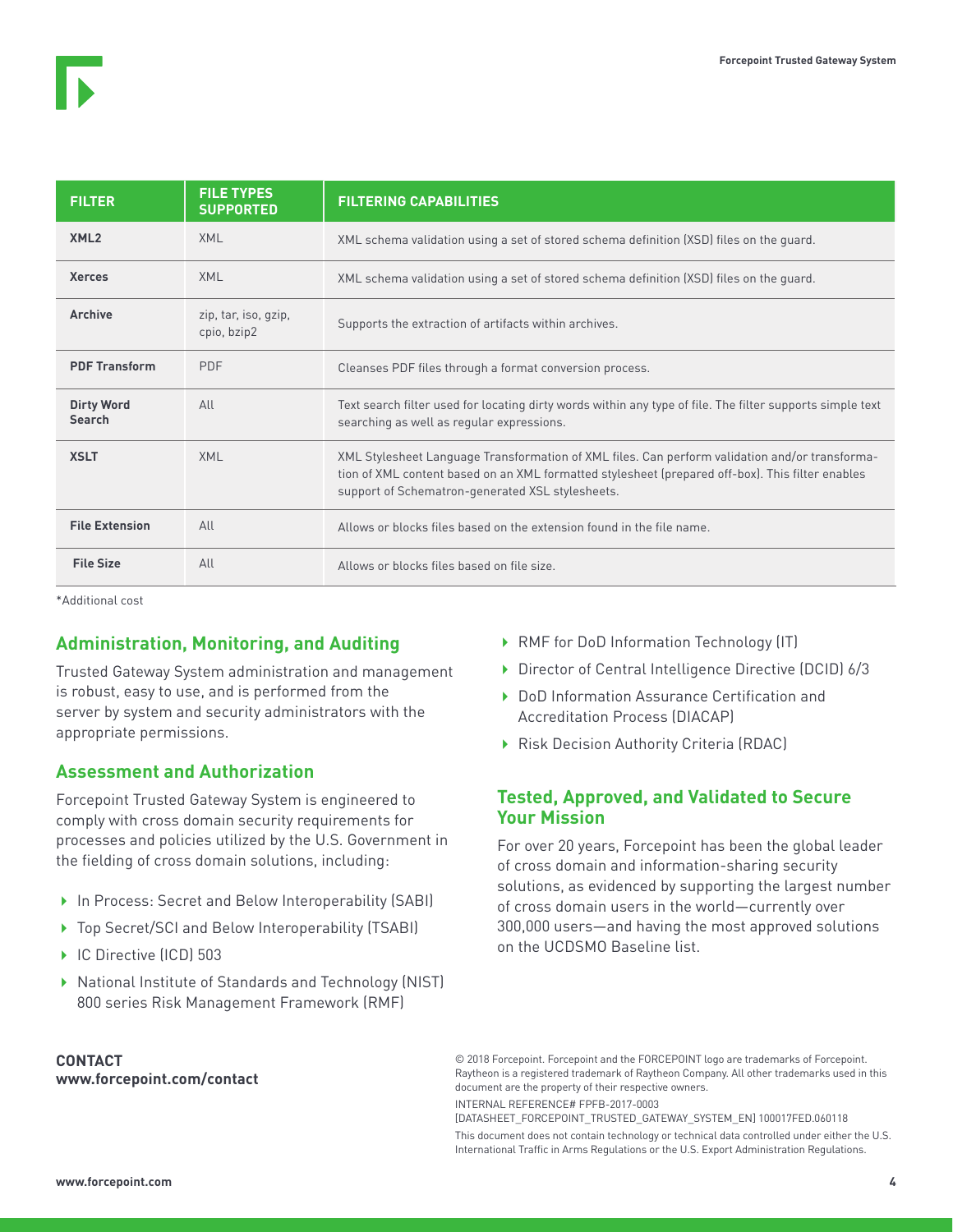| FILTER | FILE TYPES SUPPORTED | FILTERING CAPABILITIES |
| --- | --- | --- |
| **XML2** | XML | XML schema validation using a set of stored schema definition (XSD) files on the guard. |
| **Xerces** | XML | XML schema validation using a set of stored schema definition (XSD) files on the guard. |
| **Archive** | zip, tar, iso, gzip, cpio, bzip2 | Supports the extraction of artifacts within archives. |
| **PDF Transform** | PDF | Cleanses PDF files through a format conversion process. |
| **Dirty Word Search** | All | Text search filter used for locating dirty words within any type of file. The filter supports simple text searching as well as regular expressions. |
| **XSLT** | XML | XML Stylesheet Language Transformation of XML files. Can perform validation and/or transformation of XML content based on an XML formatted stylesheet (prepared off-box). This filter enables support of Schematron-generated XSL stylesheets. |
| **File Extension** | All | Allows or blocks files based on the extension found in the file name. |
| **File Size** | All | Allows or blocks files based on file size. |

*Additional cost

## Administration, Monitoring, and Auditing

Trusted Gateway System administration and management is robust, easy to use, and is performed from the server by system and security administrators with the appropriate permissions.

## Assessment and Authorization

Forcepoint Trusted Gateway System is engineered to comply with cross domain security requirements for processes and policies utilized by the U.S. Government in the fielding of cross domain solutions, including:

- In Process: Secret and Below Interoperability (SABI)
- Top Secret/SCI and Below Interoperability (TSABI)
- IC Directive (ICD) 503
- National Institute of Standards and Technology (NIST) 800 series Risk Management Framework (RMF)
- RMF for DoD Information Technology (IT)
- Director of Central Intelligence Directive (DCID) 6/3
- DoD Information Assurance Certification and Accreditation Process (DIACAP)
- Risk Decision Authority Criteria (RDAC)

## Tested, Approved, and Validated to Secure Your Mission

For over 20 years, Forcepoint has been the global leader of cross domain and information-sharing security solutions, as evidenced by supporting the largest number of cross domain users in the world—currently over 300,000 users—and having the most approved solutions on the UCDSMO Baseline list.

**CONTACT**
**www.forcepoint.com/contact**

© 2018 Forcepoint. Forcepoint and the FORCEPOINT logo are trademarks of Forcepoint. Raytheon is a registered trademark of Raytheon Company. All other trademarks used in this document are the property of their respective owners.

INTERNAL REFERENCE# FPFB-2017-0003
[DATASHEET_FORCEPOINT_TRUSTED_GATEWAY_SYSTEM_EN] 100017FED.060118

This document does not contain technology or technical data controlled under either the U.S. International Traffic in Arms Regulations or the U.S. Export Administration Regulations.